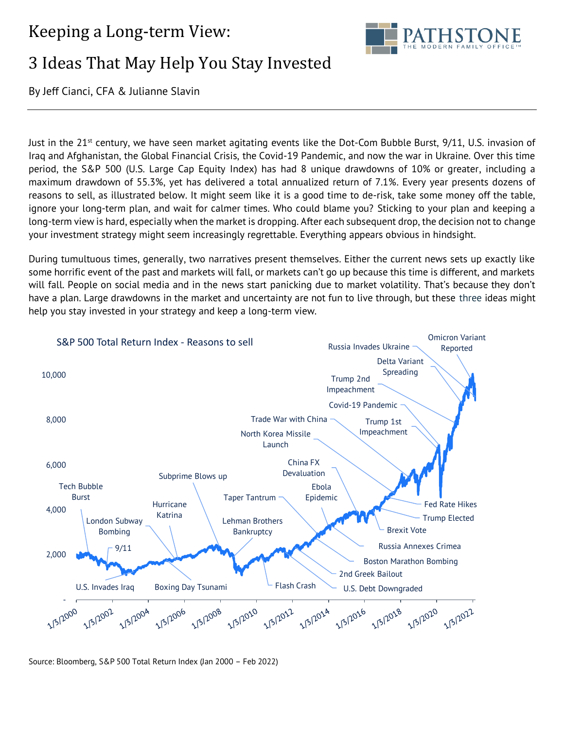# Keeping a Long-term View:

# 3 Ideas That May Help You Stay Invested

By Jeff Cianci, CFA & Julianne Slavin

---

Just in the 21st century, we have seen market agitating events like the Dot-Com Bubble Burst, 9/11, U.S. invasion of Iraq and Afghanistan, the Global Financial Crisis, the Covid-19 Pandemic, and now the war in Ukraine. Over this time period, the S&P 500 (U.S. Large Cap Equity Index) has had 8 unique drawdowns of 10% or greater, including a maximum drawdown of 55.3%, yet has delivered a total annualized return of 7.1%. Every year presents dozens of reasons to sell, as illustrated below. It might seem like it is a good time to de-risk, take some money off the table, ignore your long-term plan, and wait for calmer times. Who could blame you? Sticking to your plan and keeping a long-term view is hard, especially when the market is dropping. After each subsequent drop, the decision not to change your investment strategy might seem increasingly regrettable. Everything appears obvious in hindsight.

During tumultuous times, generally, two narratives present themselves. Either the current news sets up exactly like some horrific event of the past and markets will fall, or markets can't go up because this time is different, and markets will fall. People on social media and in the news start panicking due to market volatility. That's because they don't have a plan. Large drawdowns in the market and uncertainty are not fun to live through, but these three ideas might help you stay invested in your strategy and keep a long-term view.

S&P 500 Total Return Index - Reasons to sell

Source: Bloomberg, S&P 500 Total Return Index (Jan 2000 – Feb 2022)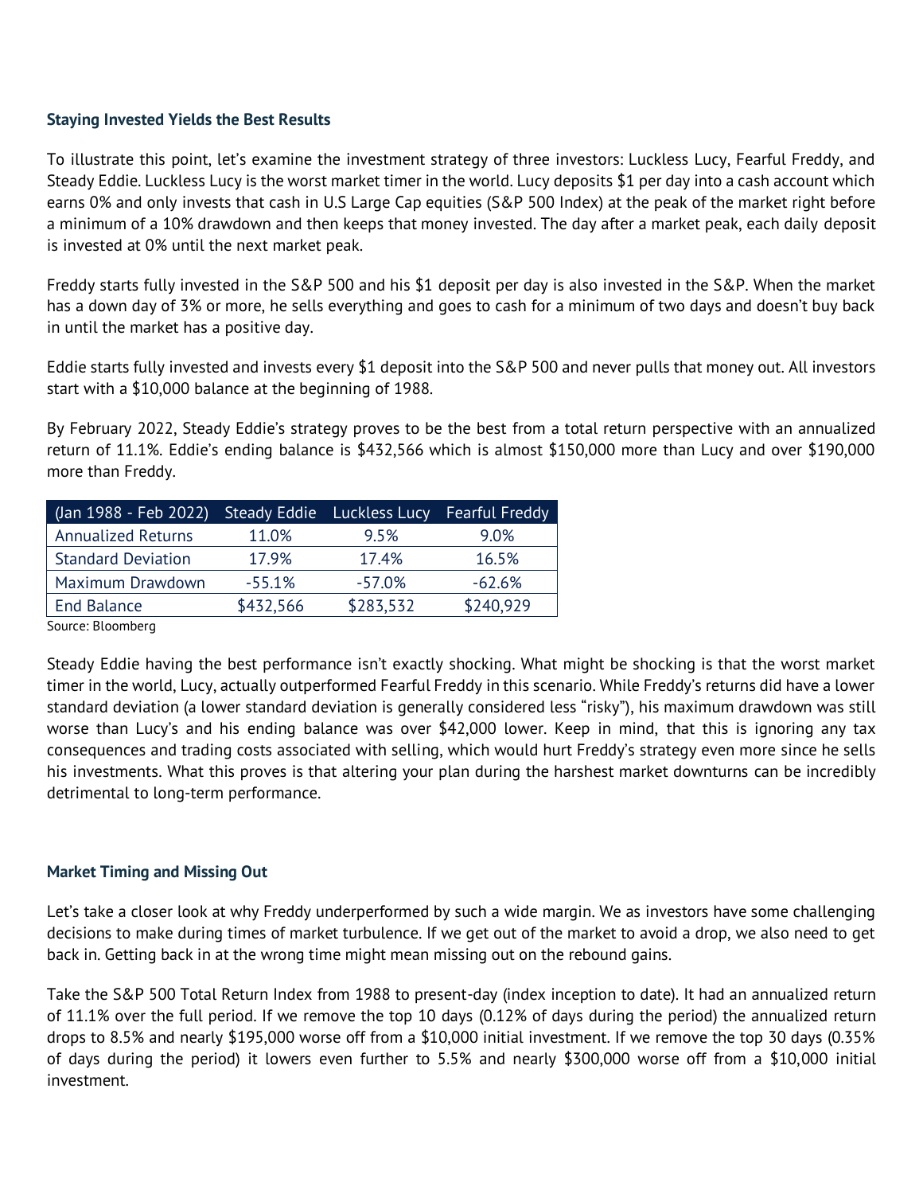## Staying Invested Yields the Best Results

To illustrate this point, let's examine the investment strategy of three investors: Luckless Lucy, Fearful Freddy, and Steady Eddie. Luckless Lucy is the worst market timer in the world. Lucy deposits $1 per day into a cash account which earns 0% and only invests that cash in U.S Large Cap equities (S&P 500 Index) at the peak of the market right before a minimum of a 10% drawdown and then keeps that money invested. The day after a market peak, each daily deposit is invested at 0% until the next market peak.

Freddy starts fully invested in the S&P 500 and his $1 deposit per day is also invested in the S&P. When the market has a down day of 3% or more, he sells everything and goes to cash for a minimum of two days and doesn't buy back in until the market has a positive day.

Eddie starts fully invested and invests every $1 deposit into the S&P 500 and never pulls that money out. All investors start with a $10,000 balance at the beginning of 1988.

By February 2022, Steady Eddie's strategy proves to be the best from a total return perspective with an annualized return of 11.1%. Eddie's ending balance is $432,566 which is almost $150,000 more than Lucy and over $190,000 more than Freddy.

| (Jan 1988 - Feb 2022) | Steady Eddie | Luckless Lucy | Fearful Freddy |
|---|---|---|---|
| Annualized Returns | 11.0% | 9.5% | 9.0% |
| Standard Deviation | 17.9% | 17.4% | 16.5% |
| Maximum Drawdown | -55.1% | -57.0% | -62.6% |
| End Balance | $432,566 | $283,532 | $240,929 |

Source: Bloomberg

Steady Eddie having the best performance isn't exactly shocking. What might be shocking is that the worst market timer in the world, Lucy, actually outperformed Fearful Freddy in this scenario. While Freddy's returns did have a lower standard deviation (a lower standard deviation is generally considered less "risky"), his maximum drawdown was still worse than Lucy's and his ending balance was over $42,000 lower. Keep in mind, that this is ignoring any tax consequences and trading costs associated with selling, which would hurt Freddy's strategy even more since he sells his investments. What this proves is that altering your plan during the harshest market downturns can be incredibly detrimental to long-term performance.

## Market Timing and Missing Out

Let's take a closer look at why Freddy underperformed by such a wide margin. We as investors have some challenging decisions to make during times of market turbulence. If we get out of the market to avoid a drop, we also need to get back in. Getting back in at the wrong time might mean missing out on the rebound gains.

Take the S&P 500 Total Return Index from 1988 to present-day (index inception to date). It had an annualized return of 11.1% over the full period. If we remove the top 10 days (0.12% of days during the period) the annualized return drops to 8.5% and nearly $195,000 worse off from a $10,000 initial investment. If we remove the top 30 days (0.35% of days during the period) it lowers even further to 5.5% and nearly $300,000 worse off from a $10,000 initial investment.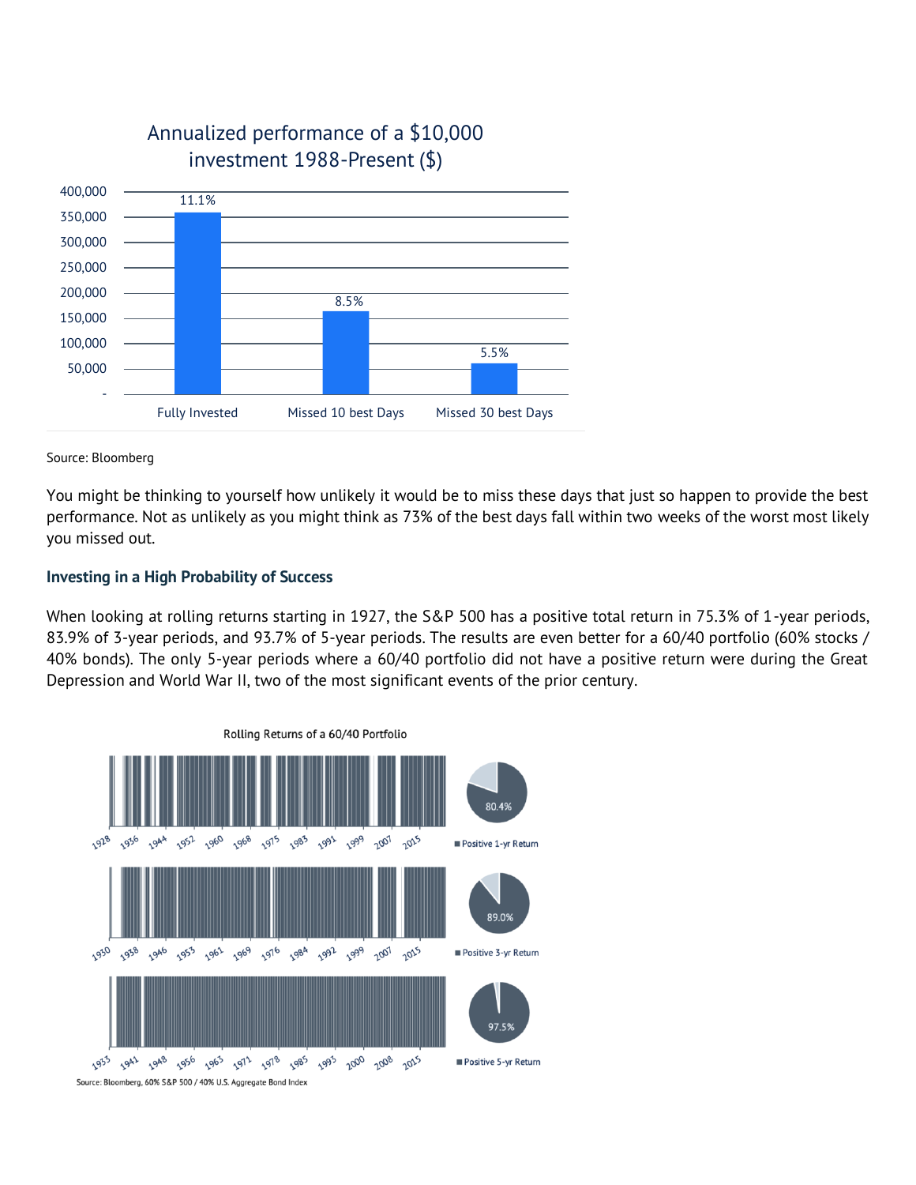**Annualized performance of a $10,000 investment 1988-Present ($)**

| | Fully Invested | Missed 10 best Days | Missed 30 best Days |
|---|---|---|---|
| Annualized return | 11.1% | 8.5% | 5.5% |

Source: Bloomberg

You might be thinking to yourself how unlikely it would be to miss these days that just so happen to provide the best performance. Not as unlikely as you might think as 73% of the best days fall within two weeks of the worst most likely you missed out.

### Investing in a High Probability of Success

When looking at rolling returns starting in 1927, the S&P 500 has a positive total return in 75.3% of 1-year periods, 83.9% of 3-year periods, and 93.7% of 5-year periods. The results are even better for a 60/40 portfolio (60% stocks / 40% bonds). The only 5-year periods where a 60/40 portfolio did not have a positive return were during the Great Depression and World War II, two of the most significant events of the prior century.

**Rolling Returns of a 60/40 Portfolio**

- Positive 1-yr Return: 80.4%
- Positive 3-yr Return: 89.0%
- Positive 5-yr Return: 97.5%

Source: Bloomberg, 60% S&P 500 / 40% U.S. Aggregate Bond Index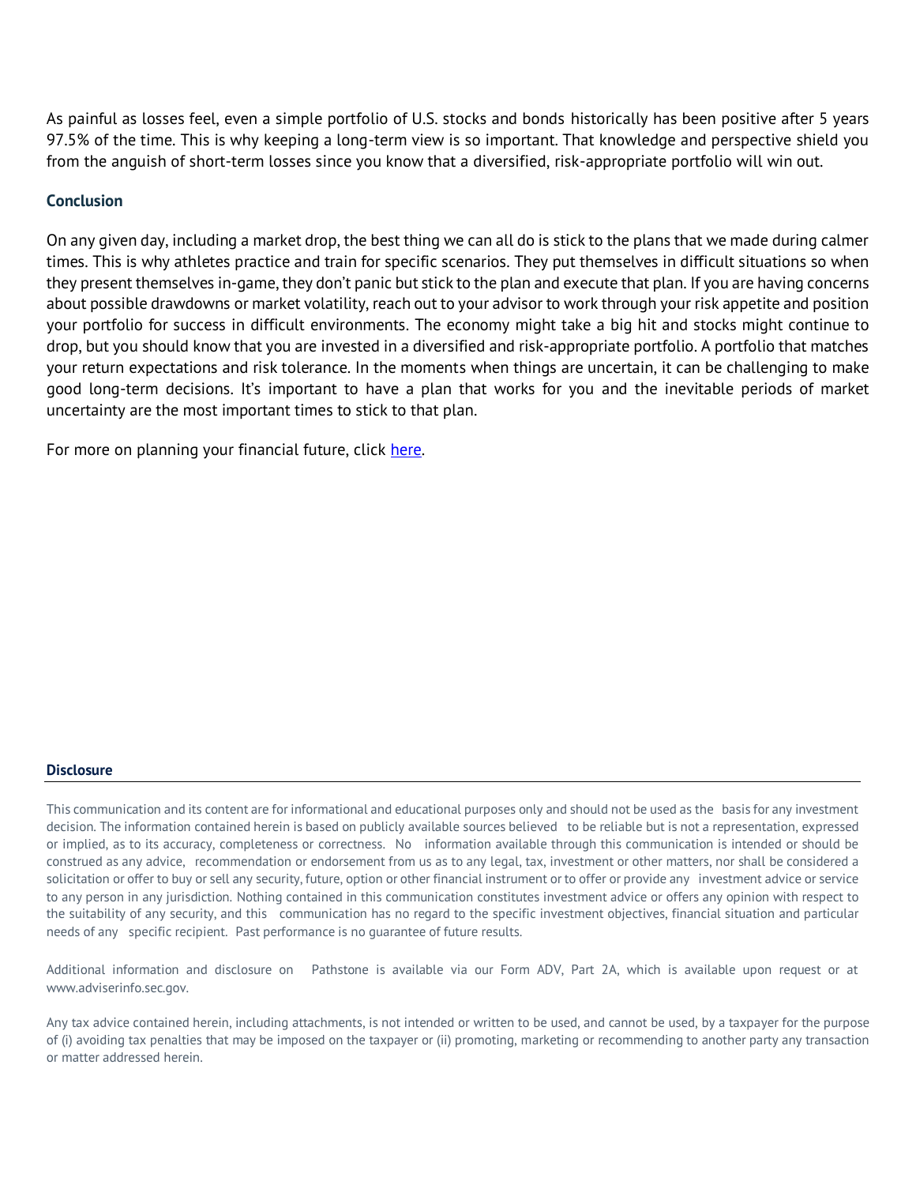As painful as losses feel, even a simple portfolio of U.S. stocks and bonds historically has been positive after 5 years 97.5% of the time. This is why keeping a long-term view is so important. That knowledge and perspective shield you from the anguish of short-term losses since you know that a diversified, risk-appropriate portfolio will win out.

### Conclusion

On any given day, including a market drop, the best thing we can all do is stick to the plans that we made during calmer times. This is why athletes practice and train for specific scenarios. They put themselves in difficult situations so when they present themselves in-game, they don't panic but stick to the plan and execute that plan. If you are having concerns about possible drawdowns or market volatility, reach out to your advisor to work through your risk appetite and position your portfolio for success in difficult environments. The economy might take a big hit and stocks might continue to drop, but you should know that you are invested in a diversified and risk-appropriate portfolio. A portfolio that matches your return expectations and risk tolerance. In the moments when things are uncertain, it can be challenging to make good long-term decisions. It's important to have a plan that works for you and the inevitable periods of market uncertainty are the most important times to stick to that plan.

For more on planning your financial future, click here.

### Disclosure

This communication and its content are for informational and educational purposes only and should not be used as the basis for any investment decision. The information contained herein is based on publicly available sources believed to be reliable but is not a representation, expressed or implied, as to its accuracy, completeness or correctness. No information available through this communication is intended or should be construed as any advice, recommendation or endorsement from us as to any legal, tax, investment or other matters, nor shall be considered a solicitation or offer to buy or sell any security, future, option or other financial instrument or to offer or provide any investment advice or service to any person in any jurisdiction. Nothing contained in this communication constitutes investment advice or offers any opinion with respect to the suitability of any security, and this communication has no regard to the specific investment objectives, financial situation and particular needs of any specific recipient. Past performance is no guarantee of future results.

Additional information and disclosure on Pathstone is available via our Form ADV, Part 2A, which is available upon request or at www.adviserinfo.sec.gov.

Any tax advice contained herein, including attachments, is not intended or written to be used, and cannot be used, by a taxpayer for the purpose of (i) avoiding tax penalties that may be imposed on the taxpayer or (ii) promoting, marketing or recommending to another party any transaction or matter addressed herein.